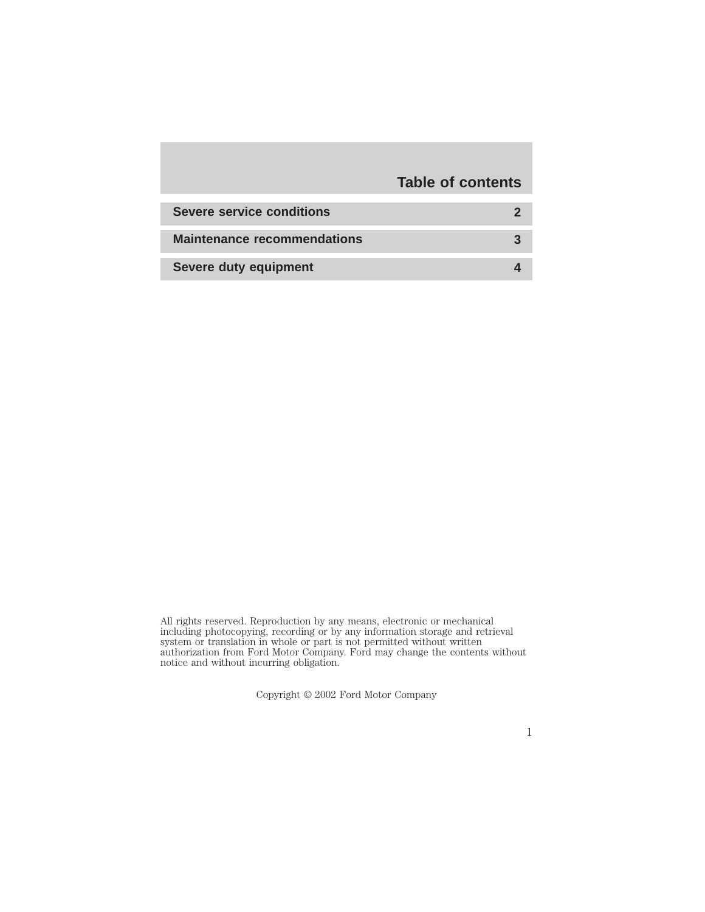# Table of contents

| | |
|---|---|
| **Severe service conditions** | **2** |
| **Maintenance recommendations** | **3** |
| **Severe duty equipment** | **4** |

All rights reserved. Reproduction by any means, electronic or mechanical including photocopying, recording or by any information storage and retrieval system or translation in whole or part is not permitted without written authorization from Ford Motor Company. Ford may change the contents without notice and without incurring obligation.

Copyright © 2002 Ford Motor Company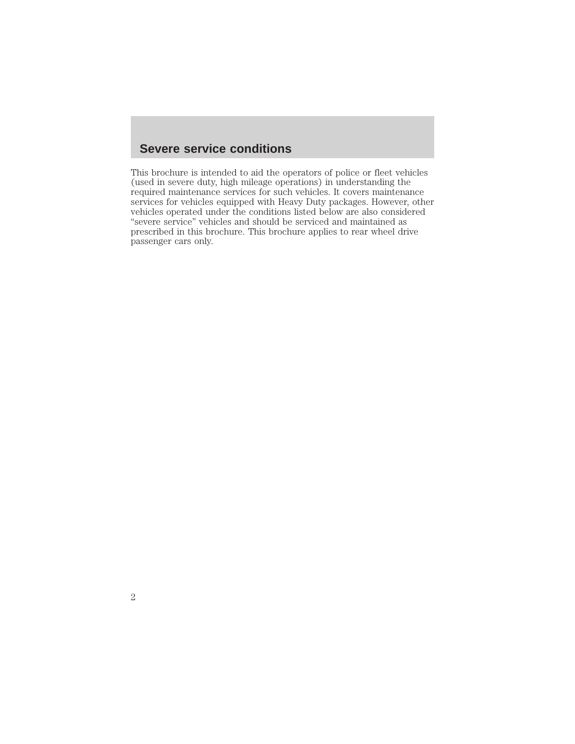## Severe service conditions

This brochure is intended to aid the operators of police or fleet vehicles (used in severe duty, high mileage operations) in understanding the required maintenance services for such vehicles. It covers maintenance services for vehicles equipped with Heavy Duty packages. However, other vehicles operated under the conditions listed below are also considered "severe service" vehicles and should be serviced and maintained as prescribed in this brochure. This brochure applies to rear wheel drive passenger cars only.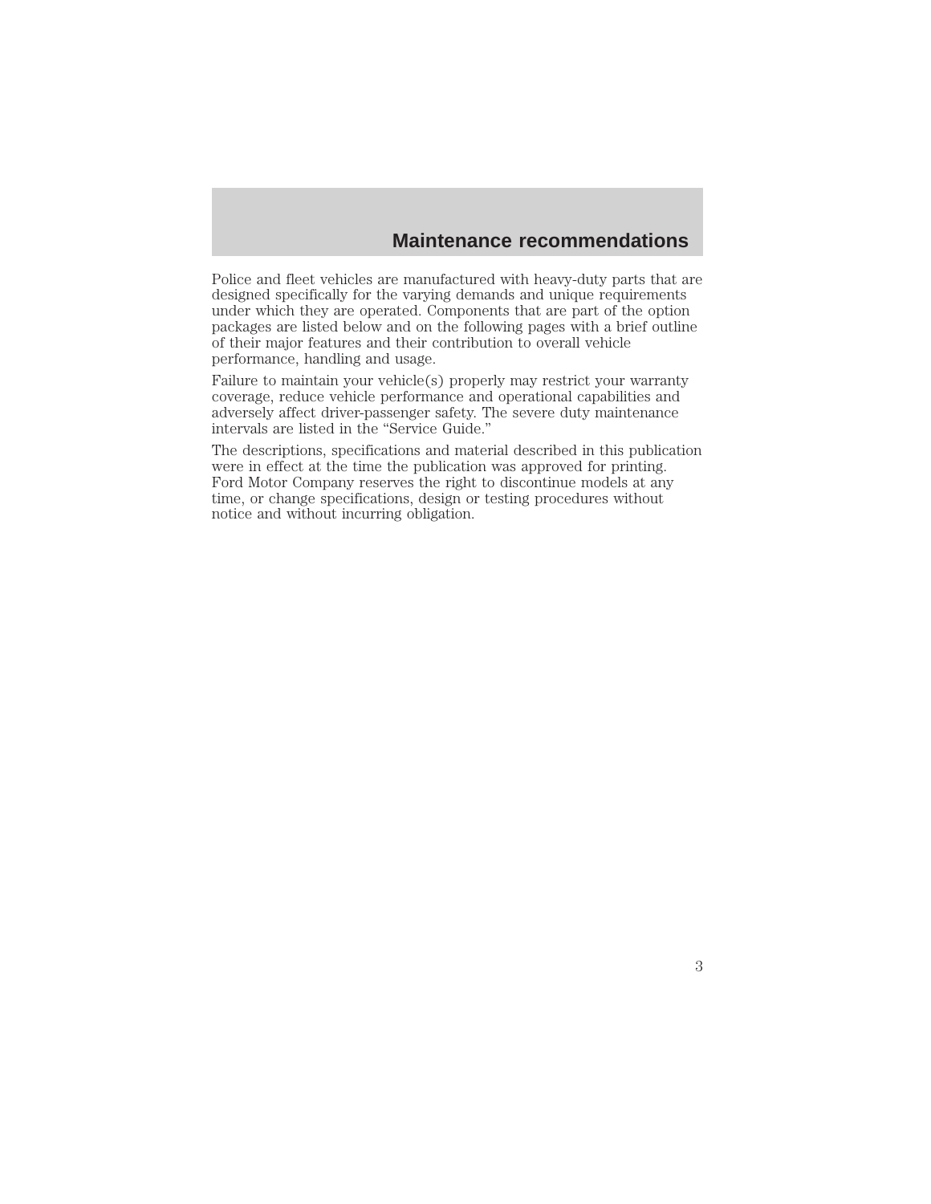# Maintenance recommendations

Police and fleet vehicles are manufactured with heavy-duty parts that are designed specifically for the varying demands and unique requirements under which they are operated. Components that are part of the option packages are listed below and on the following pages with a brief outline of their major features and their contribution to overall vehicle performance, handling and usage.

Failure to maintain your vehicle(s) properly may restrict your warranty coverage, reduce vehicle performance and operational capabilities and adversely affect driver-passenger safety. The severe duty maintenance intervals are listed in the "Service Guide."

The descriptions, specifications and material described in this publication were in effect at the time the publication was approved for printing. Ford Motor Company reserves the right to discontinue models at any time, or change specifications, design or testing procedures without notice and without incurring obligation.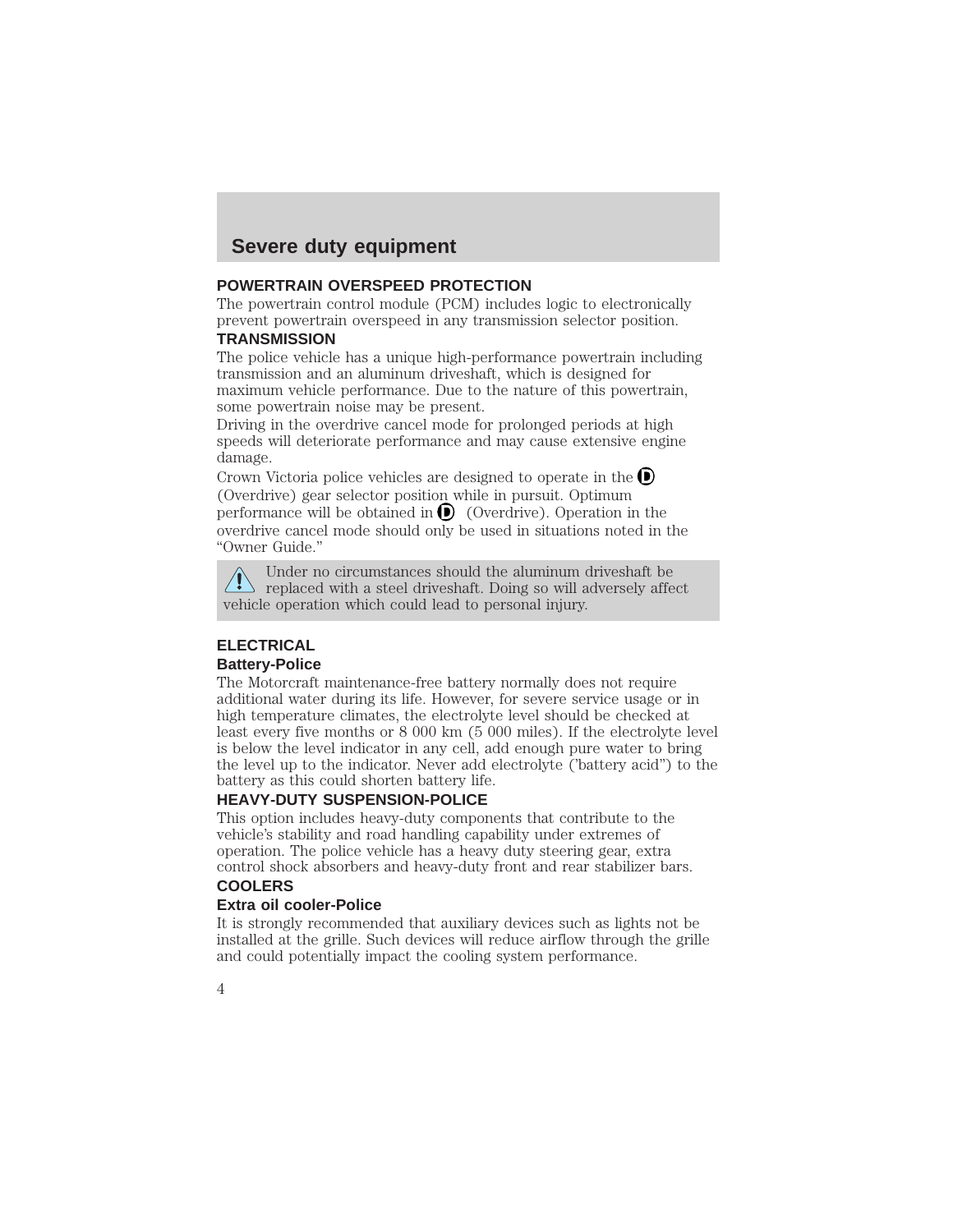# Severe duty equipment

## POWERTRAIN OVERSPEED PROTECTION

The powertrain control module (PCM) includes logic to electronically prevent powertrain overspeed in any transmission selector position.

## TRANSMISSION

The police vehicle has a unique high-performance powertrain including transmission and an aluminum driveshaft, which is designed for maximum vehicle performance. Due to the nature of this powertrain, some powertrain noise may be present.

Driving in the overdrive cancel mode for prolonged periods at high speeds will deteriorate performance and may cause extensive engine damage.

Crown Victoria police vehicles are designed to operate in the (D) (Overdrive) gear selector position while in pursuit. Optimum performance will be obtained in (D) (Overdrive). Operation in the overdrive cancel mode should only be used in situations noted in the "Owner Guide."

> ⚠ Under no circumstances should the aluminum driveshaft be replaced with a steel driveshaft. Doing so will adversely affect vehicle operation which could lead to personal injury.

## ELECTRICAL

### Battery-Police

The Motorcraft maintenance-free battery normally does not require additional water during its life. However, for severe service usage or in high temperature climates, the electrolyte level should be checked at least every five months or 8 000 km (5 000 miles). If the electrolyte level is below the level indicator in any cell, add enough pure water to bring the level up to the indicator. Never add electrolyte ('battery acid") to the battery as this could shorten battery life.

## HEAVY-DUTY SUSPENSION-POLICE

This option includes heavy-duty components that contribute to the vehicle's stability and road handling capability under extremes of operation. The police vehicle has a heavy duty steering gear, extra control shock absorbers and heavy-duty front and rear stabilizer bars.

## COOLERS

### Extra oil cooler-Police

It is strongly recommended that auxiliary devices such as lights not be installed at the grille. Such devices will reduce airflow through the grille and could potentially impact the cooling system performance.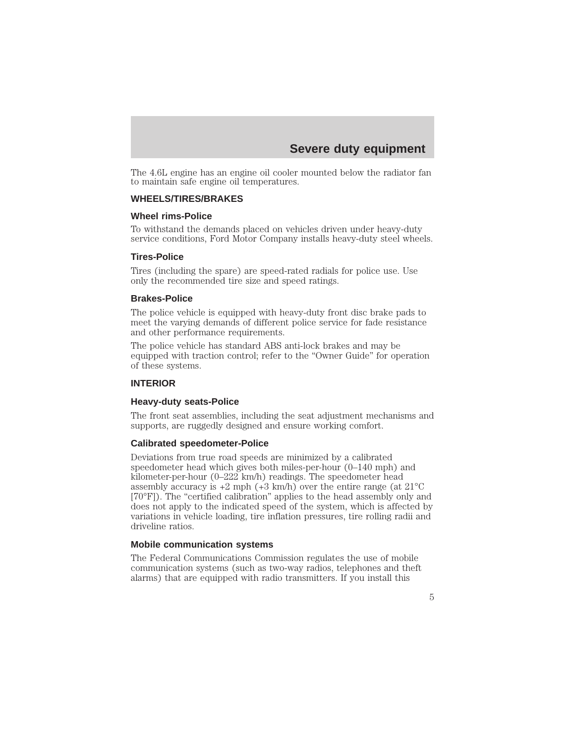The 4.6L engine has an engine oil cooler mounted below the radiator fan to maintain safe engine oil temperatures.

## WHEELS/TIRES/BRAKES

### Wheel rims-Police

To withstand the demands placed on vehicles driven under heavy-duty service conditions, Ford Motor Company installs heavy-duty steel wheels.

### Tires-Police

Tires (including the spare) are speed-rated radials for police use. Use only the recommended tire size and speed ratings.

### Brakes-Police

The police vehicle is equipped with heavy-duty front disc brake pads to meet the varying demands of different police service for fade resistance and other performance requirements.

The police vehicle has standard ABS anti-lock brakes and may be equipped with traction control; refer to the "Owner Guide" for operation of these systems.

## INTERIOR

### Heavy-duty seats-Police

The front seat assemblies, including the seat adjustment mechanisms and supports, are ruggedly designed and ensure working comfort.

### Calibrated speedometer-Police

Deviations from true road speeds are minimized by a calibrated speedometer head which gives both miles-per-hour (0–140 mph) and kilometer-per-hour (0–222 km/h) readings. The speedometer head assembly accuracy is +2 mph (+3 km/h) over the entire range (at 21°C [70°F]). The "certified calibration" applies to the head assembly only and does not apply to the indicated speed of the system, which is affected by variations in vehicle loading, tire inflation pressures, tire rolling radii and driveline ratios.

### Mobile communication systems

The Federal Communications Commission regulates the use of mobile communication systems (such as two-way radios, telephones and theft alarms) that are equipped with radio transmitters. If you install this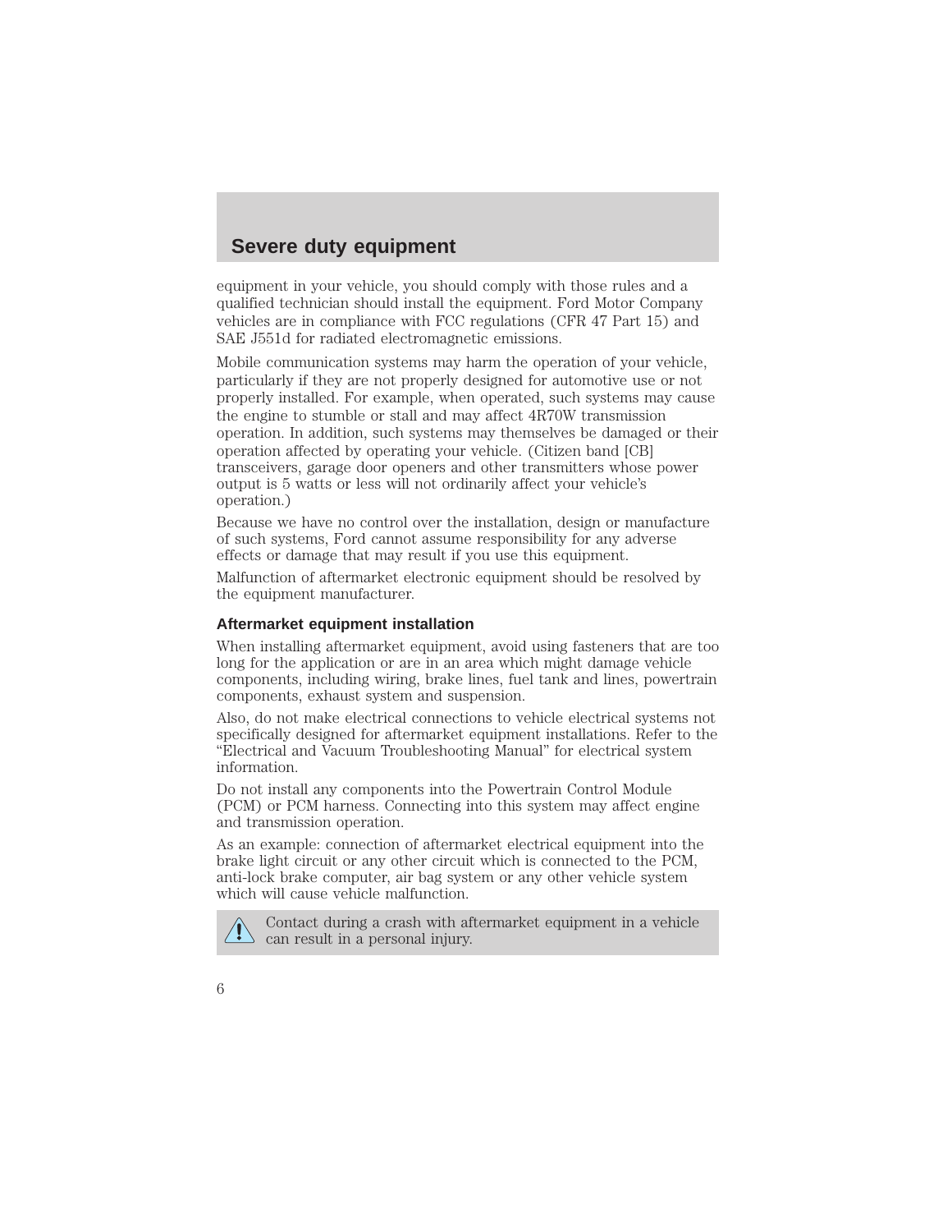equipment in your vehicle, you should comply with those rules and a qualified technician should install the equipment. Ford Motor Company vehicles are in compliance with FCC regulations (CFR 47 Part 15) and SAE J551d for radiated electromagnetic emissions.

Mobile communication systems may harm the operation of your vehicle, particularly if they are not properly designed for automotive use or not properly installed. For example, when operated, such systems may cause the engine to stumble or stall and may affect 4R70W transmission operation. In addition, such systems may themselves be damaged or their operation affected by operating your vehicle. (Citizen band [CB] transceivers, garage door openers and other transmitters whose power output is 5 watts or less will not ordinarily affect your vehicle's operation.)

Because we have no control over the installation, design or manufacture of such systems, Ford cannot assume responsibility for any adverse effects or damage that may result if you use this equipment.

Malfunction of aftermarket electronic equipment should be resolved by the equipment manufacturer.

### Aftermarket equipment installation

When installing aftermarket equipment, avoid using fasteners that are too long for the application or are in an area which might damage vehicle components, including wiring, brake lines, fuel tank and lines, powertrain components, exhaust system and suspension.

Also, do not make electrical connections to vehicle electrical systems not specifically designed for aftermarket equipment installations. Refer to the "Electrical and Vacuum Troubleshooting Manual" for electrical system information.

Do not install any components into the Powertrain Control Module (PCM) or PCM harness. Connecting into this system may affect engine and transmission operation.

As an example: connection of aftermarket electrical equipment into the brake light circuit or any other circuit which is connected to the PCM, anti-lock brake computer, air bag system or any other vehicle system which will cause vehicle malfunction.

> ⚠ Contact during a crash with aftermarket equipment in a vehicle can result in a personal injury.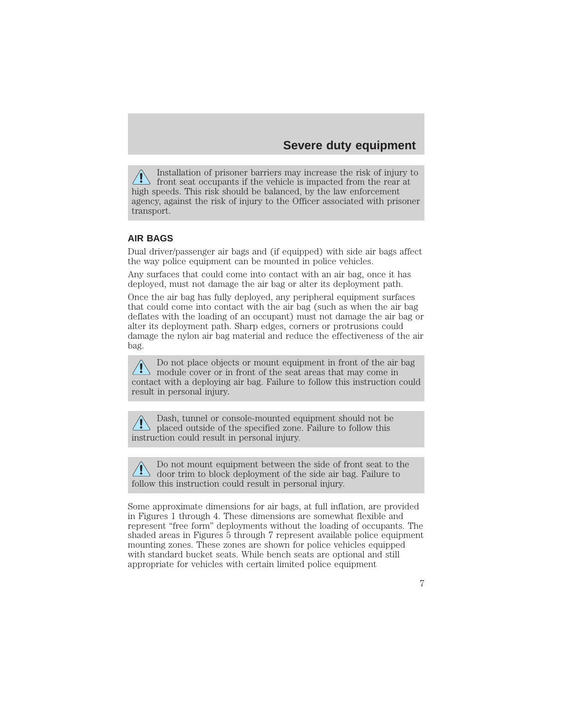> ⚠️ Installation of prisoner barriers may increase the risk of injury to front seat occupants if the vehicle is impacted from the rear at high speeds. This risk should be balanced, by the law enforcement agency, against the risk of injury to the Officer associated with prisoner transport.

## AIR BAGS

Dual driver/passenger air bags and (if equipped) with side air bags affect the way police equipment can be mounted in police vehicles.

Any surfaces that could come into contact with an air bag, once it has deployed, must not damage the air bag or alter its deployment path.

Once the air bag has fully deployed, any peripheral equipment surfaces that could come into contact with the air bag (such as when the air bag deflates with the loading of an occupant) must not damage the air bag or alter its deployment path. Sharp edges, corners or protrusions could damage the nylon air bag material and reduce the effectiveness of the air bag.

> ⚠️ Do not place objects or mount equipment in front of the air bag module cover or in front of the seat areas that may come in contact with a deploying air bag. Failure to follow this instruction could result in personal injury.

> ⚠️ Dash, tunnel or console-mounted equipment should not be placed outside of the specified zone. Failure to follow this instruction could result in personal injury.

> ⚠️ Do not mount equipment between the side of front seat to the door trim to block deployment of the side air bag. Failure to follow this instruction could result in personal injury.

Some approximate dimensions for air bags, at full inflation, are provided in Figures 1 through 4. These dimensions are somewhat flexible and represent "free form" deployments without the loading of occupants. The shaded areas in Figures 5 through 7 represent available police equipment mounting zones. These zones are shown for police vehicles equipped with standard bucket seats. While bench seats are optional and still appropriate for vehicles with certain limited police equipment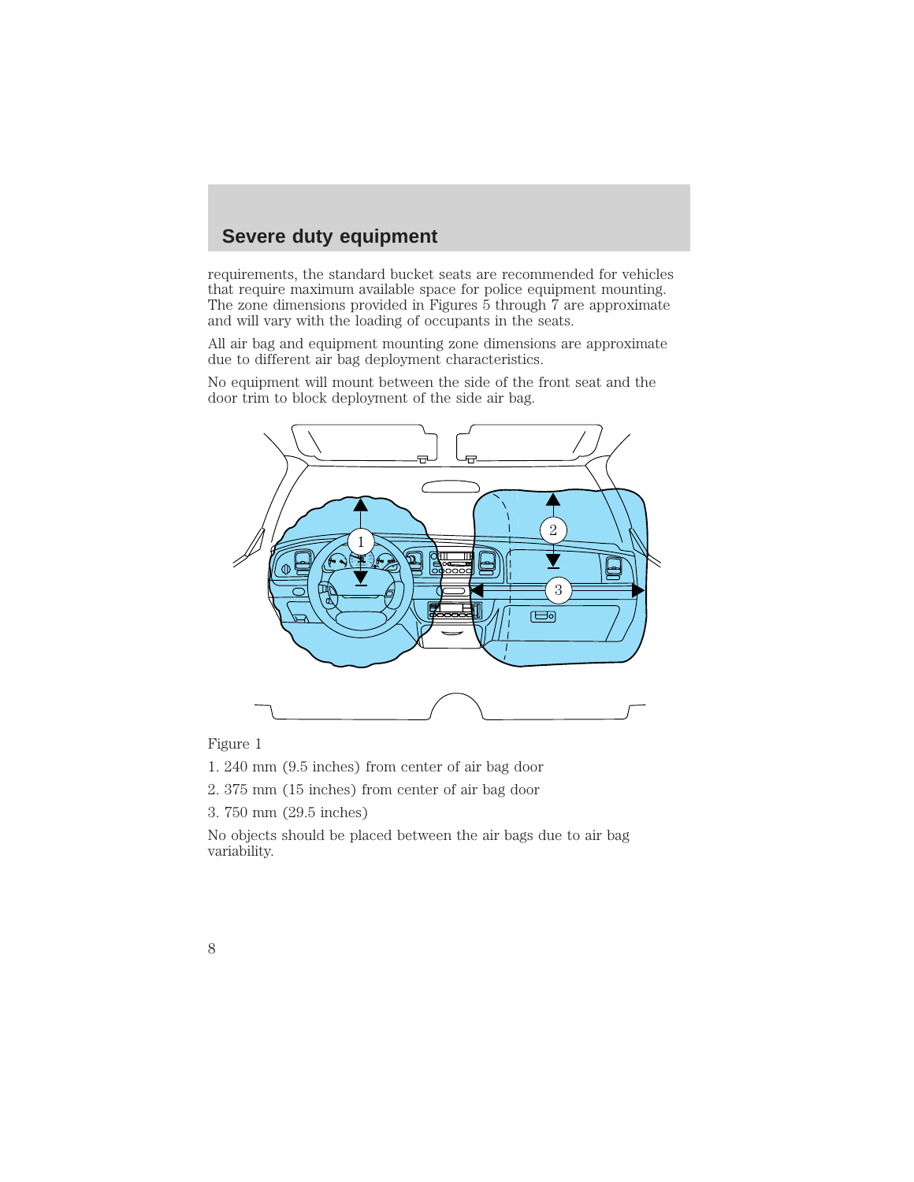## Severe duty equipment

requirements, the standard bucket seats are recommended for vehicles that require maximum available space for police equipment mounting. The zone dimensions provided in Figures 5 through 7 are approximate and will vary with the loading of occupants in the seats.

All air bag and equipment mounting zone dimensions are approximate due to different air bag deployment characteristics.

No equipment will mount between the side of the front seat and the door trim to block deployment of the side air bag.

Figure 1

1. 240 mm (9.5 inches) from center of air bag door
2. 375 mm (15 inches) from center of air bag door
3. 750 mm (29.5 inches)

No objects should be placed between the air bags due to air bag variability.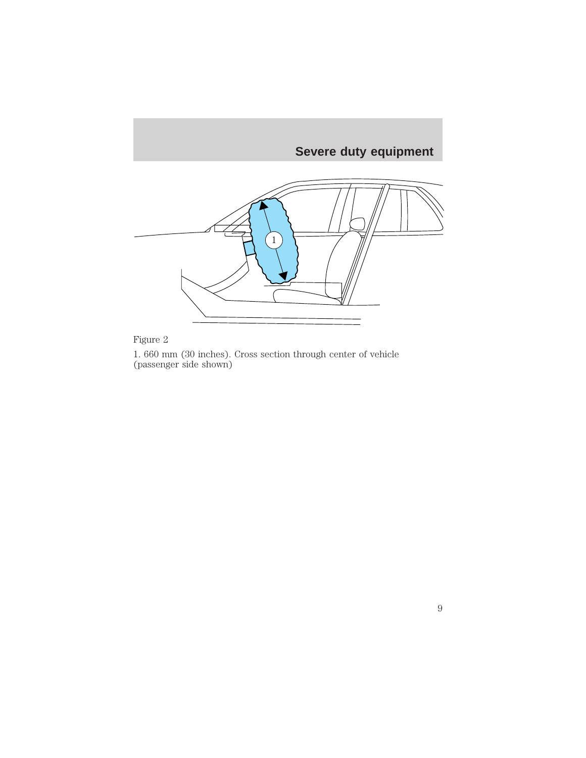Figure 2

1. 660 mm (30 inches). Cross section through center of vehicle (passenger side shown)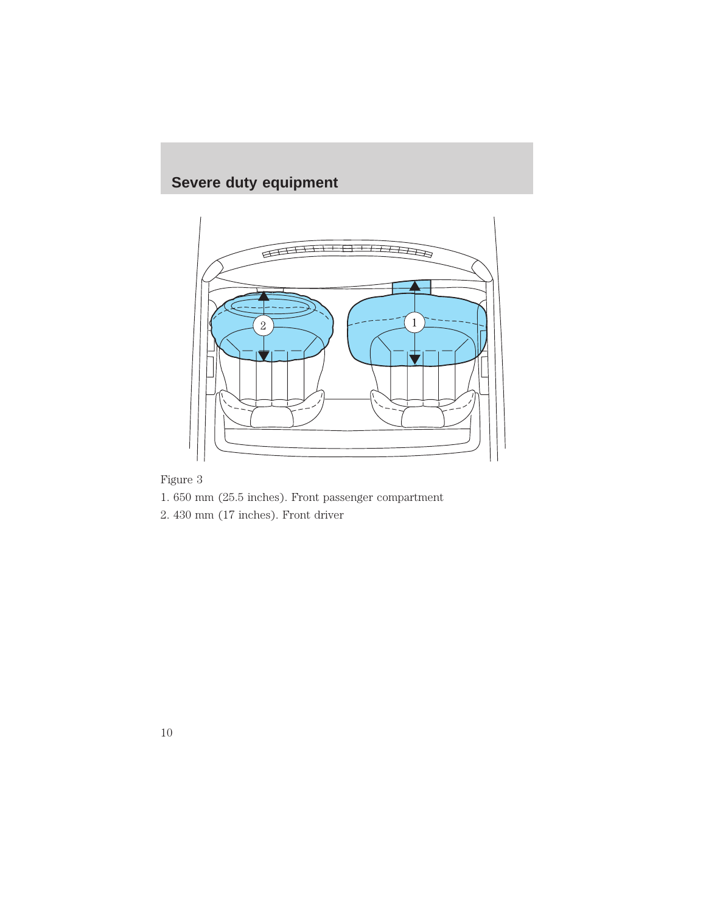## Severe duty equipment

Figure 3

1. 650 mm (25.5 inches). Front passenger compartment
2. 430 mm (17 inches). Front driver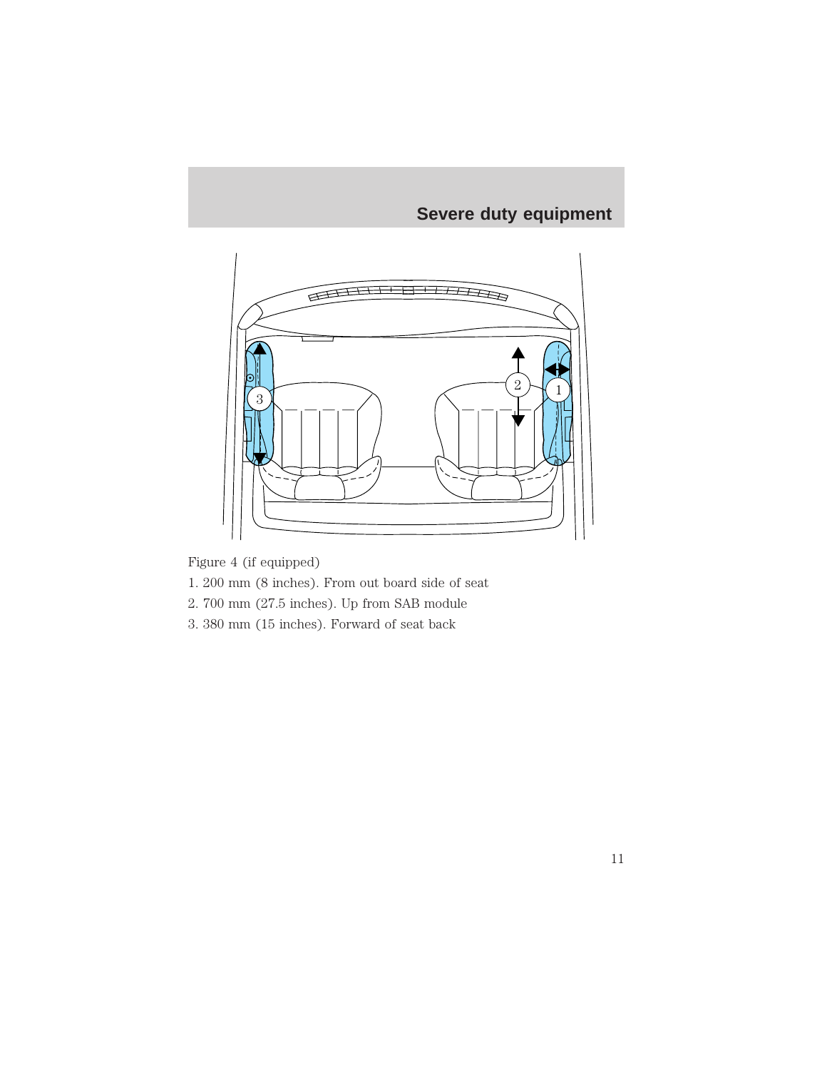Figure 4 (if equipped)

1. 200 mm (8 inches). From out board side of seat
2. 700 mm (27.5 inches). Up from SAB module
3. 380 mm (15 inches). Forward of seat back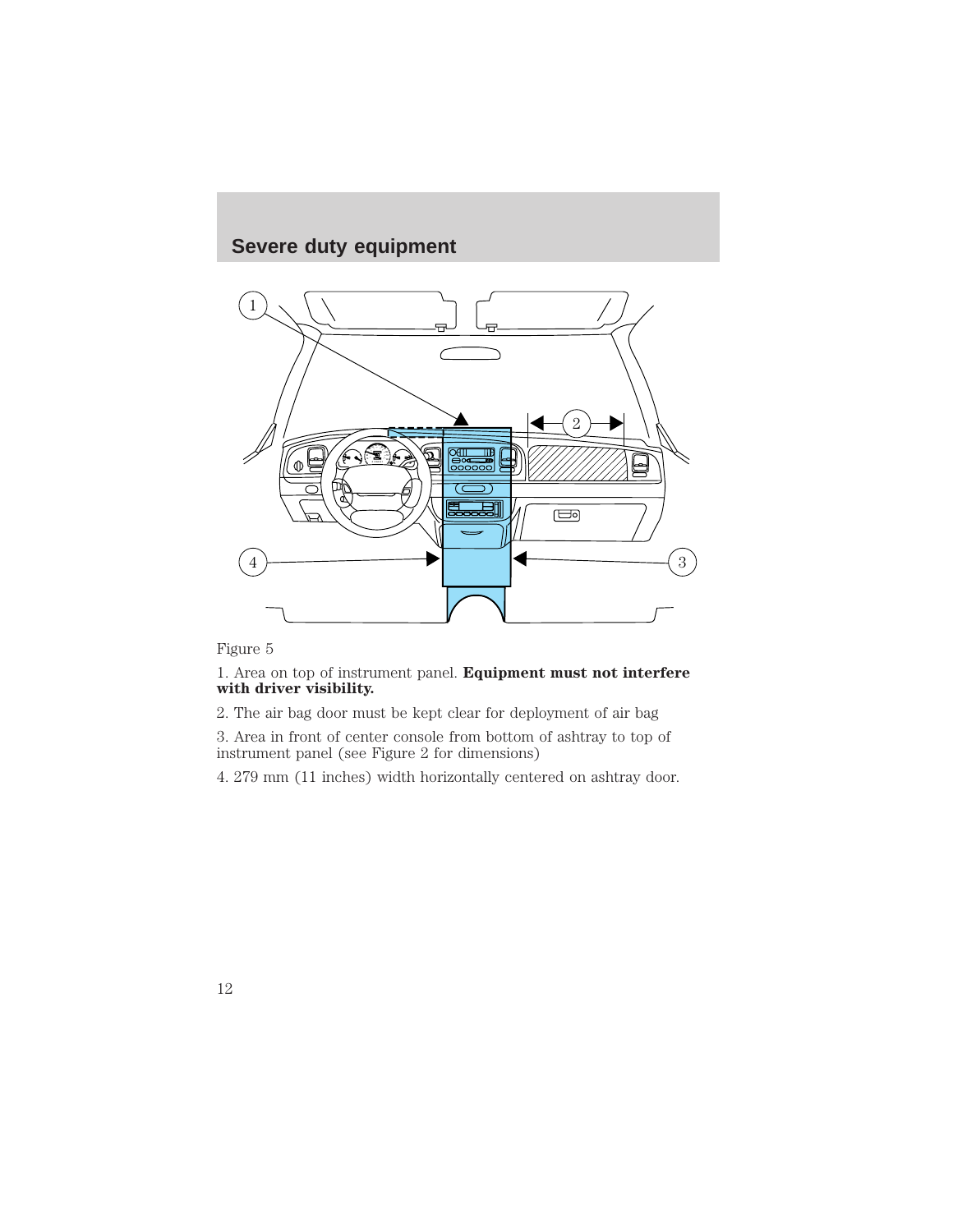## Severe duty equipment

Figure 5

1. Area on top of instrument panel. **Equipment must not interfere with driver visibility.**

2. The air bag door must be kept clear for deployment of air bag

3. Area in front of center console from bottom of ashtray to top of instrument panel (see Figure 2 for dimensions)

4. 279 mm (11 inches) width horizontally centered on ashtray door.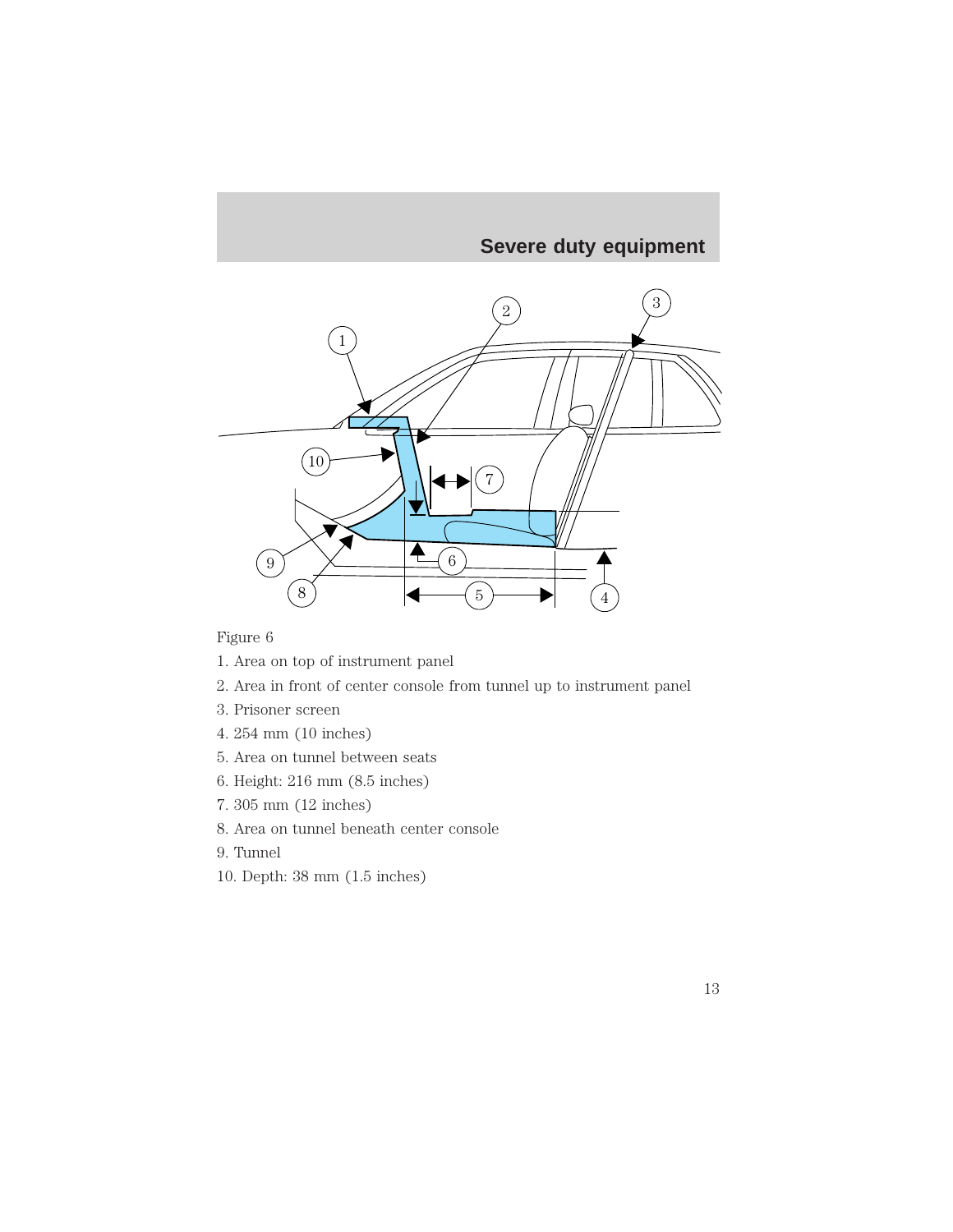Figure 6

1. Area on top of instrument panel
2. Area in front of center console from tunnel up to instrument panel
3. Prisoner screen
4. 254 mm (10 inches)
5. Area on tunnel between seats
6. Height: 216 mm (8.5 inches)
7. 305 mm (12 inches)
8. Area on tunnel beneath center console
9. Tunnel
10. Depth: 38 mm (1.5 inches)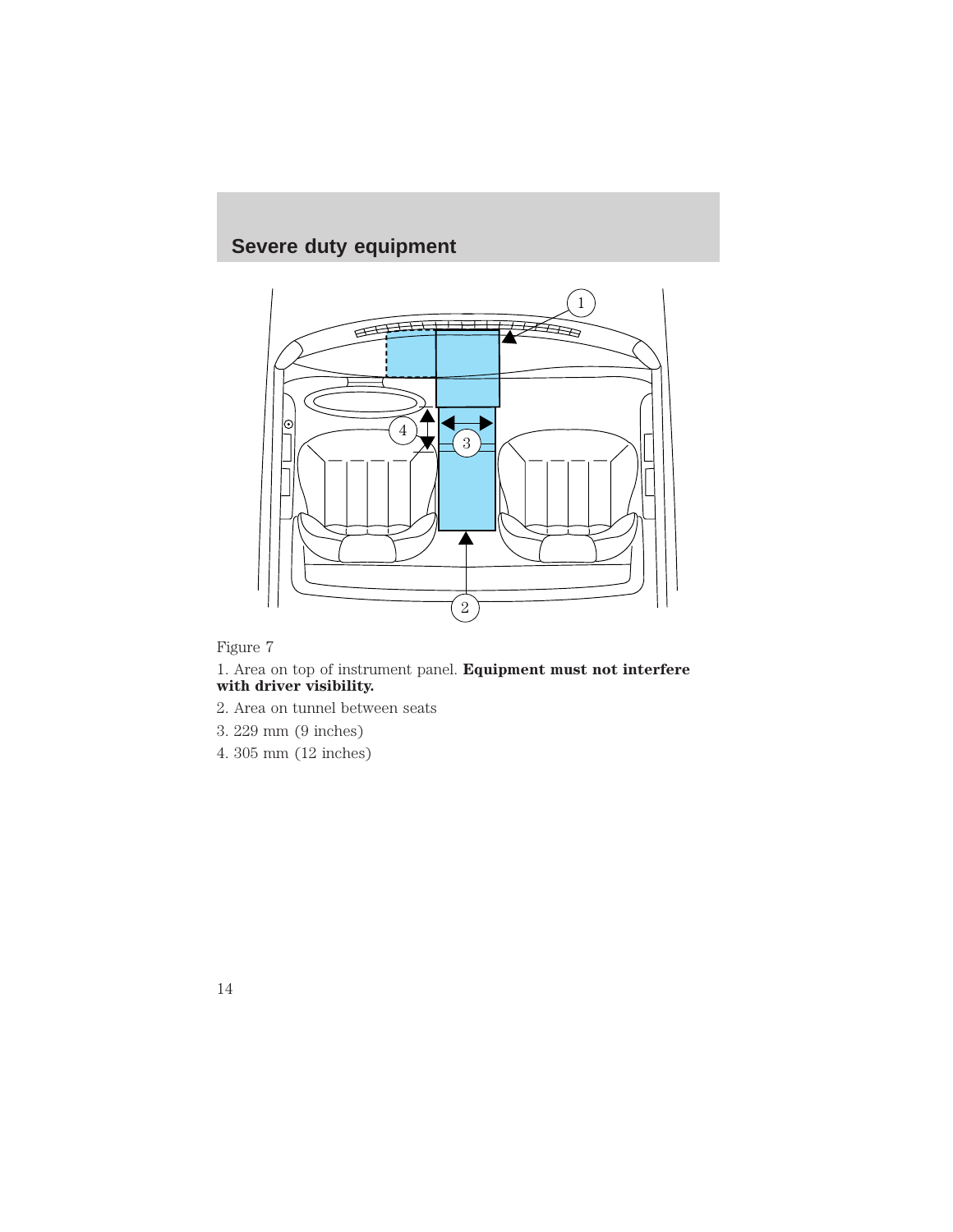## Severe duty equipment

Figure 7

1. Area on top of instrument panel. **Equipment must not interfere with driver visibility.**
2. Area on tunnel between seats
3. 229 mm (9 inches)
4. 305 mm (12 inches)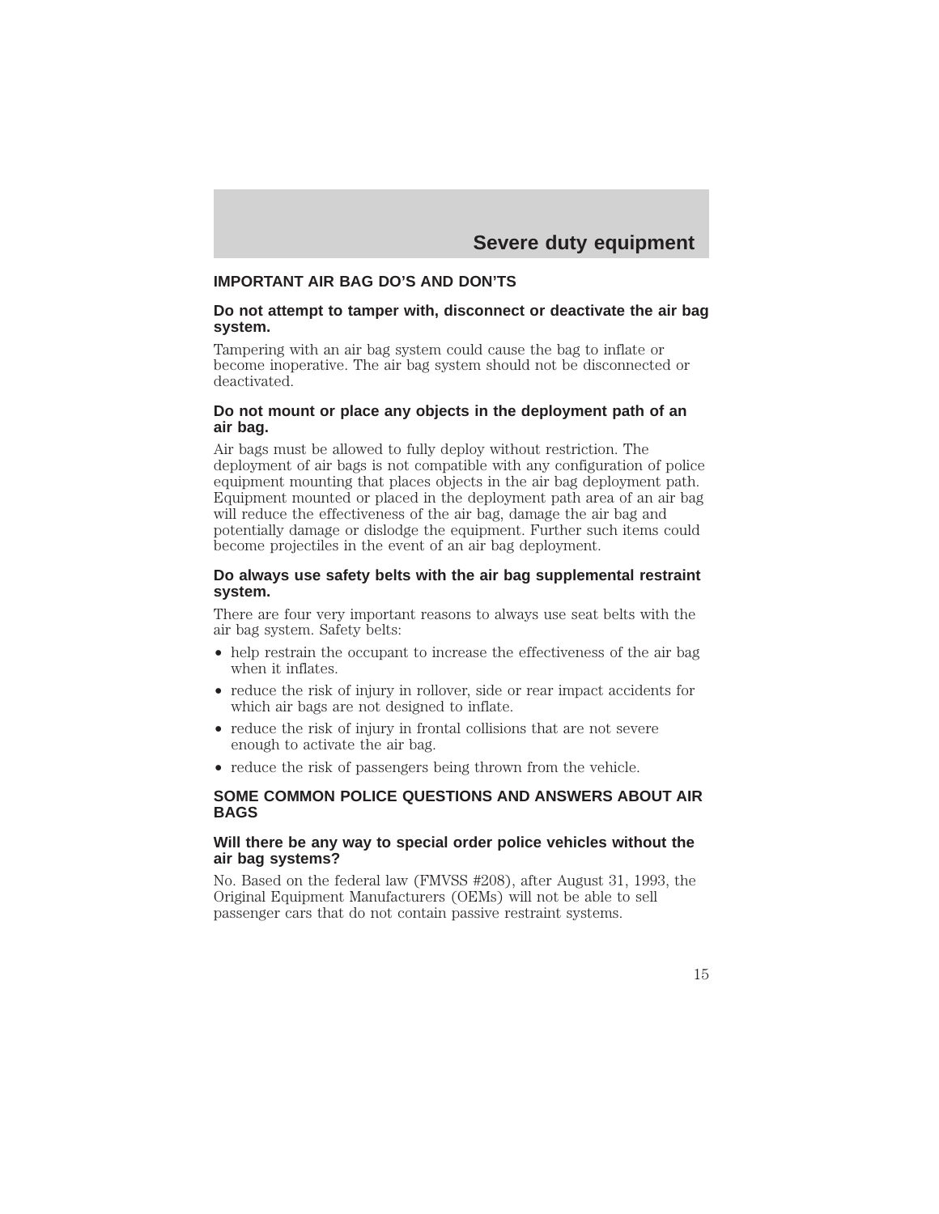## IMPORTANT AIR BAG DO'S AND DON'TS

### Do not attempt to tamper with, disconnect or deactivate the air bag system.

Tampering with an air bag system could cause the bag to inflate or become inoperative. The air bag system should not be disconnected or deactivated.

### Do not mount or place any objects in the deployment path of an air bag.

Air bags must be allowed to fully deploy without restriction. The deployment of air bags is not compatible with any configuration of police equipment mounting that places objects in the air bag deployment path. Equipment mounted or placed in the deployment path area of an air bag will reduce the effectiveness of the air bag, damage the air bag and potentially damage or dislodge the equipment. Further such items could become projectiles in the event of an air bag deployment.

### Do always use safety belts with the air bag supplemental restraint system.

There are four very important reasons to always use seat belts with the air bag system. Safety belts:

- help restrain the occupant to increase the effectiveness of the air bag when it inflates.
- reduce the risk of injury in rollover, side or rear impact accidents for which air bags are not designed to inflate.
- reduce the risk of injury in frontal collisions that are not severe enough to activate the air bag.
- reduce the risk of passengers being thrown from the vehicle.

## SOME COMMON POLICE QUESTIONS AND ANSWERS ABOUT AIR BAGS

### Will there be any way to special order police vehicles without the air bag systems?

No. Based on the federal law (FMVSS #208), after August 31, 1993, the Original Equipment Manufacturers (OEMs) will not be able to sell passenger cars that do not contain passive restraint systems.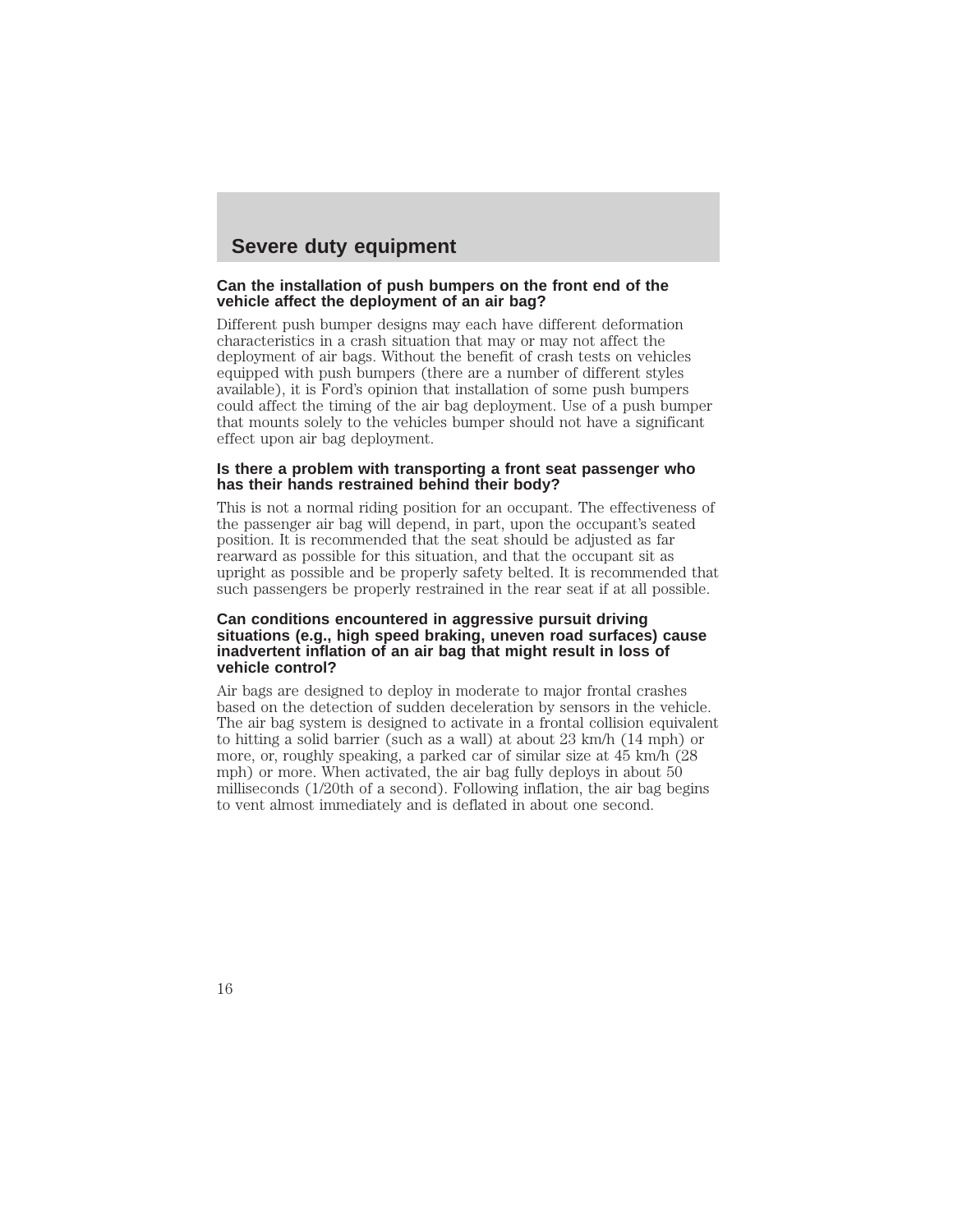## Severe duty equipment

### Can the installation of push bumpers on the front end of the vehicle affect the deployment of an air bag?

Different push bumper designs may each have different deformation characteristics in a crash situation that may or may not affect the deployment of air bags. Without the benefit of crash tests on vehicles equipped with push bumpers (there are a number of different styles available), it is Ford's opinion that installation of some push bumpers could affect the timing of the air bag deployment. Use of a push bumper that mounts solely to the vehicles bumper should not have a significant effect upon air bag deployment.

### Is there a problem with transporting a front seat passenger who has their hands restrained behind their body?

This is not a normal riding position for an occupant. The effectiveness of the passenger air bag will depend, in part, upon the occupant's seated position. It is recommended that the seat should be adjusted as far rearward as possible for this situation, and that the occupant sit as upright as possible and be properly safety belted. It is recommended that such passengers be properly restrained in the rear seat if at all possible.

### Can conditions encountered in aggressive pursuit driving situations (e.g., high speed braking, uneven road surfaces) cause inadvertent inflation of an air bag that might result in loss of vehicle control?

Air bags are designed to deploy in moderate to major frontal crashes based on the detection of sudden deceleration by sensors in the vehicle. The air bag system is designed to activate in a frontal collision equivalent to hitting a solid barrier (such as a wall) at about 23 km/h (14 mph) or more, or, roughly speaking, a parked car of similar size at 45 km/h (28 mph) or more. When activated, the air bag fully deploys in about 50 milliseconds (1/20th of a second). Following inflation, the air bag begins to vent almost immediately and is deflated in about one second.